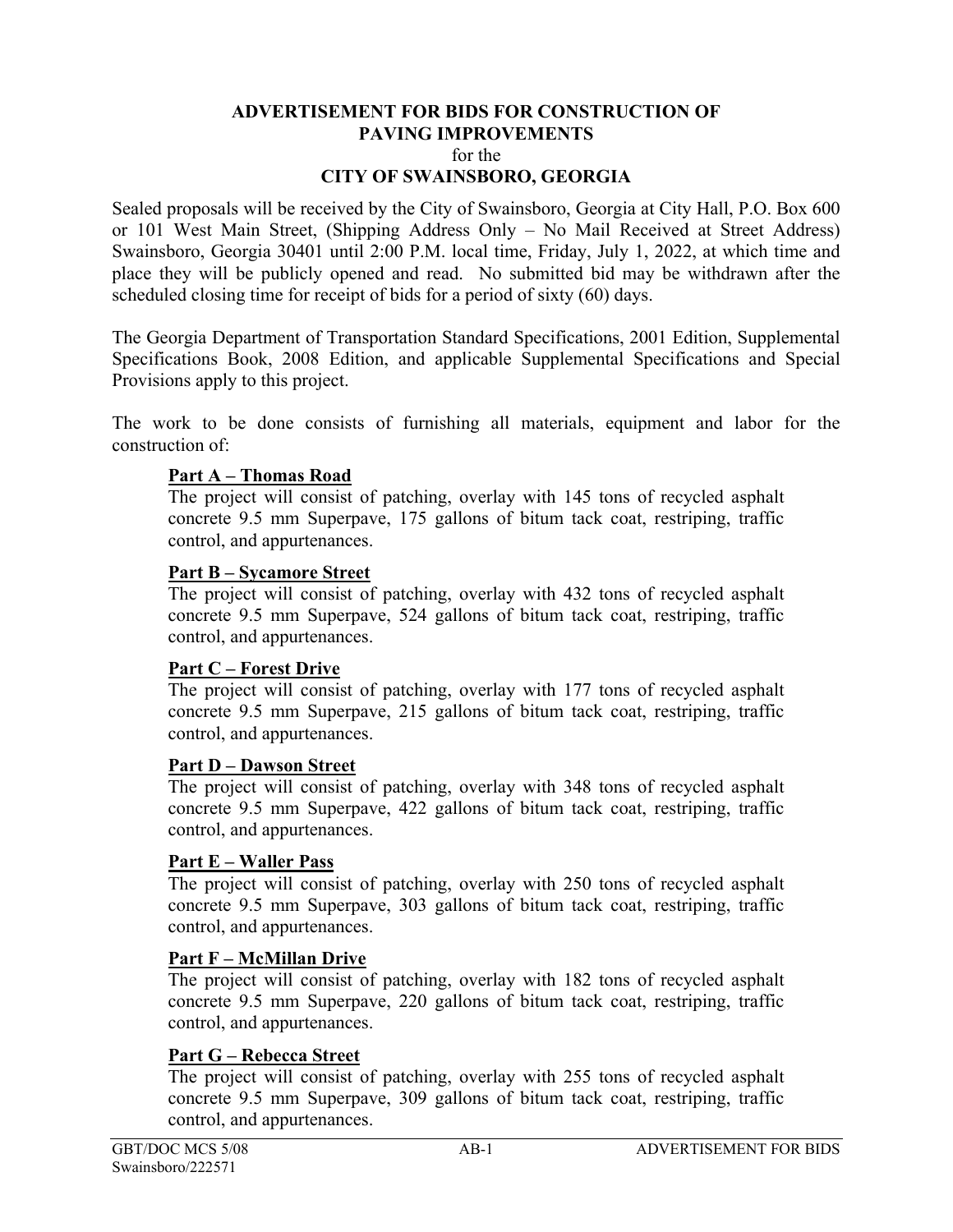# ADVERTISEMENT FOR BIDS FOR CONSTRUCTION OF PAVING IMPROVEMENTS

for the

# CITY OF SWAINSBORO, GEORGIA

Sealed proposals will be received by the City of Swainsboro, Georgia at City Hall, P.O. Box 600 or 101 West Main Street, (Shipping Address Only – No Mail Received at Street Address) Swainsboro, Georgia 30401 until 2:00 P.M. local time, Friday, July 1, 2022, at which time and place they will be publicly opened and read. No submitted bid may be withdrawn after the scheduled closing time for receipt of bids for a period of sixty (60) days.

The Georgia Department of Transportation Standard Specifications, 2001 Edition, Supplemental Specifications Book, 2008 Edition, and applicable Supplemental Specifications and Special Provisions apply to this project.

The work to be done consists of furnishing all materials, equipment and labor for the construction of:

**Part A – Thomas Road**

The project will consist of patching, overlay with 145 tons of recycled asphalt concrete 9.5 mm Superpave, 175 gallons of bitum tack coat, restriping, traffic control, and appurtenances.

**Part B – Sycamore Street**

The project will consist of patching, overlay with 432 tons of recycled asphalt concrete 9.5 mm Superpave, 524 gallons of bitum tack coat, restriping, traffic control, and appurtenances.

**Part C – Forest Drive**

The project will consist of patching, overlay with 177 tons of recycled asphalt concrete 9.5 mm Superpave, 215 gallons of bitum tack coat, restriping, traffic control, and appurtenances.

**Part D – Dawson Street**

The project will consist of patching, overlay with 348 tons of recycled asphalt concrete 9.5 mm Superpave, 422 gallons of bitum tack coat, restriping, traffic control, and appurtenances.

**Part E – Waller Pass**

The project will consist of patching, overlay with 250 tons of recycled asphalt concrete 9.5 mm Superpave, 303 gallons of bitum tack coat, restriping, traffic control, and appurtenances.

**Part F – McMillan Drive**

The project will consist of patching, overlay with 182 tons of recycled asphalt concrete 9.5 mm Superpave, 220 gallons of bitum tack coat, restriping, traffic control, and appurtenances.

**Part G – Rebecca Street**

The project will consist of patching, overlay with 255 tons of recycled asphalt concrete 9.5 mm Superpave, 309 gallons of bitum tack coat, restriping, traffic control, and appurtenances.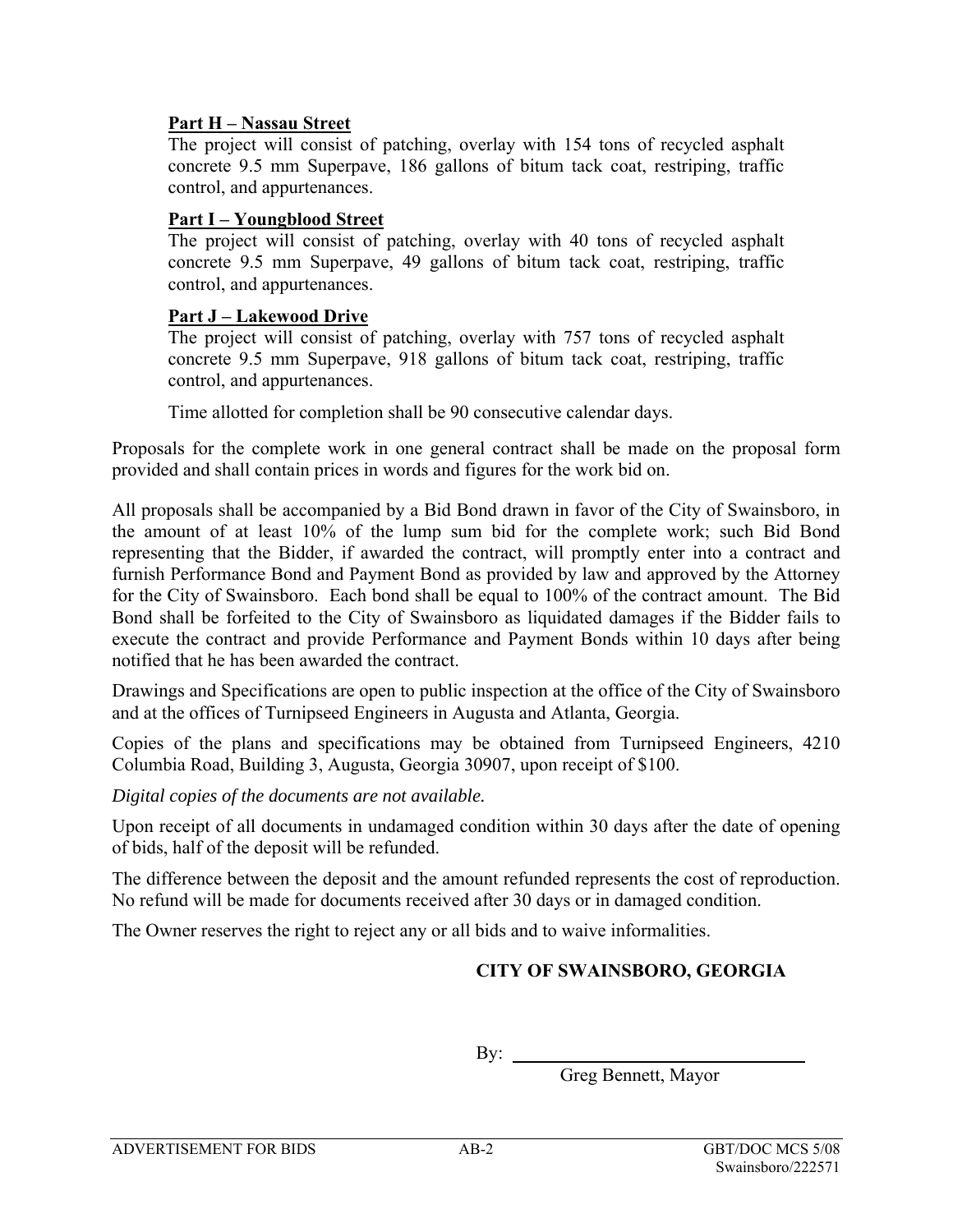**Part H – Nassau Street**

The project will consist of patching, overlay with 154 tons of recycled asphalt concrete 9.5 mm Superpave, 186 gallons of bitum tack coat, restriping, traffic control, and appurtenances.

**Part I – Youngblood Street**

The project will consist of patching, overlay with 40 tons of recycled asphalt concrete 9.5 mm Superpave, 49 gallons of bitum tack coat, restriping, traffic control, and appurtenances.

**Part J – Lakewood Drive**

The project will consist of patching, overlay with 757 tons of recycled asphalt concrete 9.5 mm Superpave, 918 gallons of bitum tack coat, restriping, traffic control, and appurtenances.

Time allotted for completion shall be 90 consecutive calendar days.

Proposals for the complete work in one general contract shall be made on the proposal form provided and shall contain prices in words and figures for the work bid on.

All proposals shall be accompanied by a Bid Bond drawn in favor of the City of Swainsboro, in the amount of at least 10% of the lump sum bid for the complete work; such Bid Bond representing that the Bidder, if awarded the contract, will promptly enter into a contract and furnish Performance Bond and Payment Bond as provided by law and approved by the Attorney for the City of Swainsboro. Each bond shall be equal to 100% of the contract amount. The Bid Bond shall be forfeited to the City of Swainsboro as liquidated damages if the Bidder fails to execute the contract and provide Performance and Payment Bonds within 10 days after being notified that he has been awarded the contract.

Drawings and Specifications are open to public inspection at the office of the City of Swainsboro and at the offices of Turnipseed Engineers in Augusta and Atlanta, Georgia.

Copies of the plans and specifications may be obtained from Turnipseed Engineers, 4210 Columbia Road, Building 3, Augusta, Georgia 30907, upon receipt of $100.

*Digital copies of the documents are not available.*

Upon receipt of all documents in undamaged condition within 30 days after the date of opening of bids, half of the deposit will be refunded.

The difference between the deposit and the amount refunded represents the cost of reproduction. No refund will be made for documents received after 30 days or in damaged condition.

The Owner reserves the right to reject any or all bids and to waive informalities.

**CITY OF SWAINSBORO, GEORGIA**

By: ______________________________

Greg Bennett, Mayor

ADVERTISEMENT FOR BIDS AB-2 GBT/DOC MCS 5/08 Swainsboro/222571